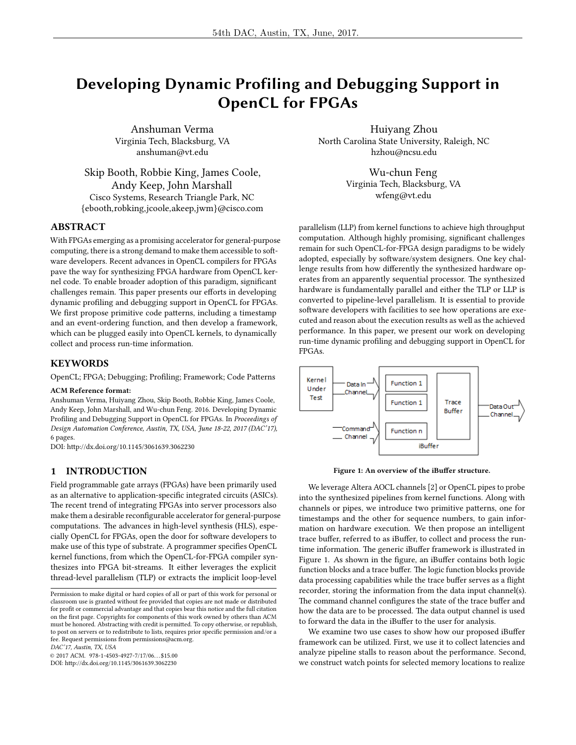# Developing Dynamic Profiling and Debugging Support in OpenCL for FPGAs

Anshuman Verma
Virginia Tech, Blacksburg, VA
anshuman@vt.edu

Huiyang Zhou
North Carolina State University, Raleigh, NC
hzhou@ncsu.edu

Skip Booth, Robbie King, James Coole, Andy Keep, John Marshall
Cisco Systems, Research Triangle Park, NC
{ebooth,robking,jcoole,akeep,jwm}@cisco.com

Wu-chun Feng
Virginia Tech, Blacksburg, VA
wfeng@vt.edu

## ABSTRACT

With FPGAs emerging as a promising accelerator for general-purpose computing, there is a strong demand to make them accessible to software developers. Recent advances in OpenCL compilers for FPGAs pave the way for synthesizing FPGA hardware from OpenCL kernel code. To enable broader adoption of this paradigm, significant challenges remain. This paper presents our efforts in developing dynamic profiling and debugging support in OpenCL for FPGAs. We first propose primitive code patterns, including a timestamp and an event-ordering function, and then develop a framework, which can be plugged easily into OpenCL kernels, to dynamically collect and process run-time information.

## KEYWORDS

OpenCL; FPGA; Debugging; Profiling; Framework; Code Patterns

**ACM Reference format:**
Anshuman Verma, Huiyang Zhou, Skip Booth, Robbie King, James Coole, Andy Keep, John Marshall, and Wu-chun Feng. 2016. Developing Dynamic Profiling and Debugging Support in OpenCL for FPGAs. In *Proceedings of Design Automation Conference, Austin, TX, USA, June 18-22, 2017 (DAC'17),* 6 pages.
DOI: http://dx.doi.org/10.1145/3061639.3062230

## 1 INTRODUCTION

Field programmable gate arrays (FPGAs) have been primarily used as an alternative to application-specific integrated circuits (ASICs). The recent trend of integrating FPGAs into server processors also make them a desirable reconfigurable accelerator for general-purpose computations. The advances in high-level synthesis (HLS), especially OpenCL for FPGAs, open the door for software developers to make use of this type of substrate. A programmer specifies OpenCL kernel functions, from which the OpenCL-for-FPGA compiler synthesizes into FPGA bit-streams. It either leverages the explicit thread-level parallelism (TLP) or extracts the implicit loop-level parallelism (LLP) from kernel functions to achieve high throughput computation. Although highly promising, significant challenges remain for such OpenCL-for-FPGA design paradigms to be widely adopted, especially by software/system designers. One key challenge results from how differently the synthesized hardware operates from an apparently sequential processor. The synthesized hardware is fundamentally parallel and either the TLP or LLP is converted to pipeline-level parallelism. It is essential to provide software developers with facilities to see how operations are executed and reason about the execution results as well as the achieved performance. In this paper, we present our work on developing run-time dynamic profiling and debugging support in OpenCL for FPGAs.

Figure 1: An overview of the iBuffer structure.

We leverage Altera AOCL channels [2] or OpenCL pipes to probe into the synthesized pipelines from kernel functions. Along with channels or pipes, we introduce two primitive patterns, one for timestamps and the other for sequence numbers, to gain information on hardware execution. We then propose an intelligent trace buffer, referred to as iBuffer, to collect and process the run-time information. The generic iBuffer framework is illustrated in Figure 1. As shown in the figure, an iBuffer contains both logic function blocks and a trace buffer. The logic function blocks provide data processing capabilities while the trace buffer serves as a flight recorder, storing the information from the data input channel(s). The command channel configures the state of the trace buffer and how the data are to be processed. The data output channel is used to forward the data in the iBuffer to the user for analysis.

We examine two use cases to show how our proposed iBuffer framework can be utilized. First, we use it to collect latencies and analyze pipeline stalls to reason about the performance. Second, we construct watch points for selected memory locations to realize

---

Permission to make digital or hard copies of all or part of this work for personal or classroom use is granted without fee provided that copies are not made or distributed for profit or commercial advantage and that copies bear this notice and the full citation on the first page. Copyrights for components of this work owned by others than ACM must be honored. Abstracting with credit is permitted. To copy otherwise, or republish, to post on servers or to redistribute to lists, requires prior specific permission and/or a fee. Request permissions from permissions@acm.org.
*DAC'17, Austin, TX, USA*
© 2017 ACM. 978-1-4503-4927-7/17/06…$15.00
DOI: http://dx.doi.org/10.1145/3061639.3062230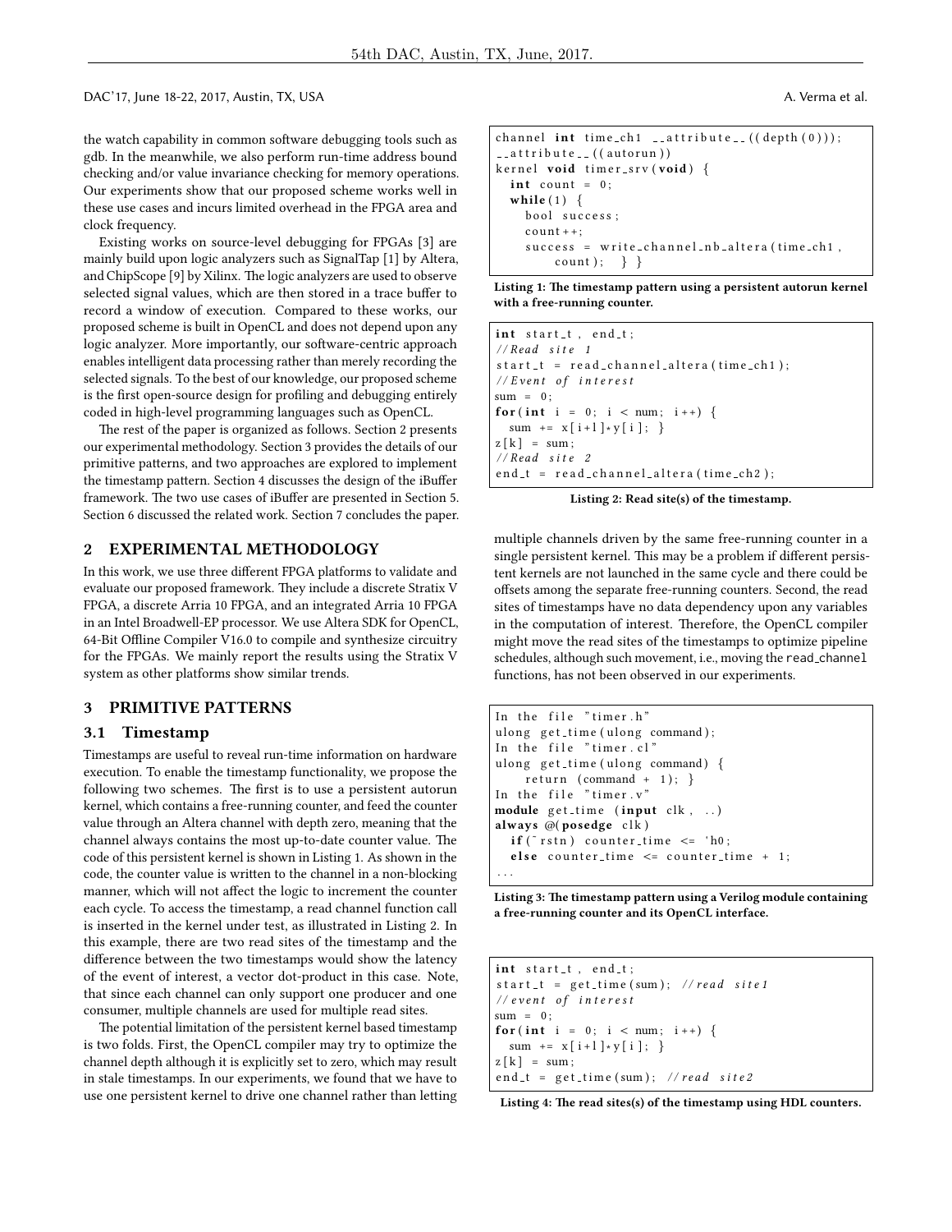the watch capability in common software debugging tools such as gdb. In the meanwhile, we also perform run-time address bound checking and/or value invariance checking for memory operations. Our experiments show that our proposed scheme works well in these use cases and incurs limited overhead in the FPGA area and clock frequency.

Existing works on source-level debugging for FPGAs [3] are mainly build upon logic analyzers such as SignalTap [1] by Altera, and ChipScope [9] by Xilinx. The logic analyzers are used to observe selected signal values, which are then stored in a trace buffer to record a window of execution. Compared to these works, our proposed scheme is built in OpenCL and does not depend upon any logic analyzer. More importantly, our software-centric approach enables intelligent data processing rather than merely recording the selected signals. To the best of our knowledge, our proposed scheme is the first open-source design for profiling and debugging entirely coded in high-level programming languages such as OpenCL.

The rest of the paper is organized as follows. Section 2 presents our experimental methodology. Section 3 provides the details of our primitive patterns, and two approaches are explored to implement the timestamp pattern. Section 4 discusses the design of the iBuffer framework. The two use cases of iBuffer are presented in Section 5. Section 6 discussed the related work. Section 7 concludes the paper.

## 2 EXPERIMENTAL METHODOLOGY

In this work, we use three different FPGA platforms to validate and evaluate our proposed framework. They include a discrete Stratix V FPGA, a discrete Arria 10 FPGA, and an integrated Arria 10 FPGA in an Intel Broadwell-EP processor. We use Altera SDK for OpenCL, 64-Bit Offline Compiler V16.0 to compile and synthesize circuitry for the FPGAs. We mainly report the results using the Stratix V system as other platforms show similar trends.

## 3 PRIMITIVE PATTERNS

### 3.1 Timestamp

Timestamps are useful to reveal run-time information on hardware execution. To enable the timestamp functionality, we propose the following two schemes. The first is to use a persistent autorun kernel, which contains a free-running counter, and feed the counter value through an Altera channel with depth zero, meaning that the channel always contains the most up-to-date counter value. The code of this persistent kernel is shown in Listing 1. As shown in the code, the counter value is written to the channel in a non-blocking manner, which will not affect the logic to increment the counter each cycle. To access the timestamp, a read channel function call is inserted in the kernel under test, as illustrated in Listing 2. In this example, there are two read sites of the timestamp and the difference between the two timestamps would show the latency of the event of interest, a vector dot-product in this case. Note, that since each channel can only support one producer and one consumer, multiple channels are used for multiple read sites.

The potential limitation of the persistent kernel based timestamp is two folds. First, the OpenCL compiler may try to optimize the channel depth although it is explicitly set to zero, which may result in stale timestamps. In our experiments, we found that we have to use one persistent kernel to drive one channel rather than letting multiple channels driven by the same free-running counter in a single persistent kernel. This may be a problem if different persistent kernels are not launched in the same cycle and there could be offsets among the separate free-running counters. Second, the read sites of timestamps have no data dependency upon any variables in the computation of interest. Therefore, the OpenCL compiler might move the read sites of the timestamps to optimize pipeline schedules, although such movement, i.e., moving the `read_channel` functions, has not been observed in our experiments.

```
channel int time_ch1 __attribute__((depth(0)));
__attribute__((autorun))
kernel void timer_srv(void) {
  int count = 0;
  while(1) {
    bool success;
    count++;
    success = write_channel_nb_altera(time_ch1,
        count);   } }
```

**Listing 1: The timestamp pattern using a persistent autorun kernel with a free-running counter.**

```
int start_t, end_t;
//Read site 1
start_t = read_channel_altera(time_ch1);
//Event of interest
sum = 0;
for(int i = 0; i < num; i++) {
  sum += x[i+1]*y[i]; }
z[k] = sum;
//Read site 2
end_t = read_channel_altera(time_ch2);
```

**Listing 2: Read site(s) of the timestamp.**

```
In the file "timer.h"
ulong get_time(ulong command);
In the file "timer.cl"
ulong get_time(ulong command) {
    return (command + 1); }
In the file "timer.v"
module get_time (input clk, ..)
always @(posedge clk)
  if(~rstn) counter_time <= 'h0;
  else counter_time <= counter_time + 1;
...
```

**Listing 3: The timestamp pattern using a Verilog module containing a free-running counter and its OpenCL interface.**

```
int start_t, end_t;
start_t = get_time(sum); //read site1
//event of interest
sum = 0;
for(int i = 0; i < num; i++) {
  sum += x[i+1]*y[i]; }
z[k] = sum;
end_t = get_time(sum); //read site2
```

**Listing 4: The read sites(s) of the timestamp using HDL counters.**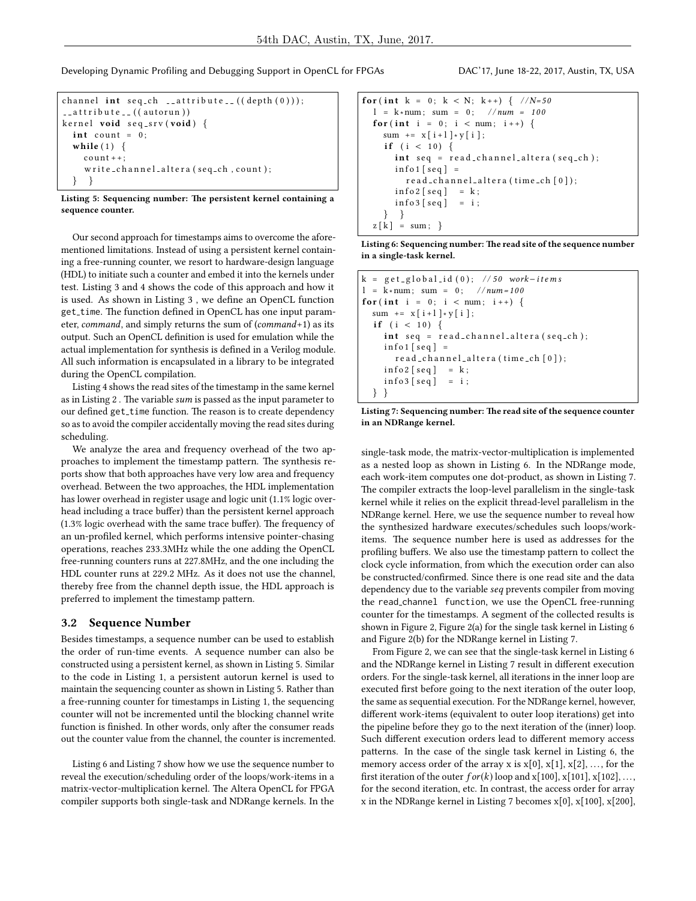```
channel int seq_ch __attribute__((depth(0)));
__attribute__((autorun))
kernel void seq_srv(void) {
  int count = 0;
  while(1) {
    count++;
    write_channel_altera(seq_ch, count);
  } }
```

**Listing 5: Sequencing number: The persistent kernel containing a sequence counter.**

Our second approach for timestamps aims to overcome the aforementioned limitations. Instead of using a persistent kernel containing a free-running counter, we resort to hardware-design language (HDL) to initiate such a counter and embed it into the kernels under test. Listing 3 and 4 shows the code of this approach and how it is used. As shown in Listing 3 , we define an OpenCL function `get_time`. The function defined in OpenCL has one input parameter, *command*, and simply returns the sum of (*command*+1) as its output. Such an OpenCL definition is used for emulation while the actual implementation for synthesis is defined in a Verilog module. All such information is encapsulated in a library to be integrated during the OpenCL compilation.

Listing 4 shows the read sites of the timestamp in the same kernel as in Listing 2 . The variable *sum* is passed as the input parameter to our defined `get_time` function. The reason is to create dependency so as to avoid the compiler accidentally moving the read sites during scheduling.

We analyze the area and frequency overhead of the two approaches to implement the timestamp pattern. The synthesis reports show that both approaches have very low area and frequency overhead. Between the two approaches, the HDL implementation has lower overhead in register usage and logic unit (1.1% logic overhead including a trace buffer) than the persistent kernel approach (1.3% logic overhead with the same trace buffer). The frequency of an un-profiled kernel, which performs intensive pointer-chasing operations, reaches 233.3MHz while the one adding the OpenCL free-running counters runs at 227.8MHz, and the one including the HDL counter runs at 229.2 MHz. As it does not use the channel, thereby free from the channel depth issue, the HDL approach is preferred to implement the timestamp pattern.

### 3.2 Sequence Number

Besides timestamps, a sequence number can be used to establish the order of run-time events. A sequence number can also be constructed using a persistent kernel, as shown in Listing 5. Similar to the code in Listing 1, a persistent autorun kernel is used to maintain the sequencing counter as shown in Listing 5. Rather than a free-running counter for timestamps in Listing 1, the sequencing counter will not be incremented until the blocking channel write function is finished. In other words, only after the consumer reads out the counter value from the channel, the counter is incremented.

Listing 6 and Listing 7 show how we use the sequence number to reveal the execution/scheduling order of the loops/work-items in a matrix-vector-multiplication kernel. The Altera OpenCL for FPGA compiler supports both single-task and NDRange kernels. In the single-task mode, the matrix-vector-multiplication is implemented as a nested loop as shown in Listing 6. In the NDRange mode, each work-item computes one dot-product, as shown in Listing 7. The compiler extracts the loop-level parallelism in the single-task kernel while it relies on the explicit thread-level parallelism in the NDRange kernel. Here, we use the sequence number to reveal how the synthesized hardware executes/schedules such loops/work-items. The sequence number here is used as addresses for the profiling buffers. We also use the timestamp pattern to collect the clock cycle information, from which the execution order can also be constructed/confirmed. Since there is one read site and the data dependency due to the variable *seq* prevents compiler from moving the `read_channel function`, we use the OpenCL free-running counter for the timestamps. A segment of the collected results is shown in Figure 2, Figure 2(a) for the single task kernel in Listing 6 and Figure 2(b) for the NDRange kernel in Listing 7.

```
for(int k = 0; k < N; k++) { //N=50
  l = k*num; sum = 0;   //num = 100
  for(int i = 0; i < num; i++) {
    sum += x[i+l]*y[i];
    if (i < 10) {
      int seq = read_channel_altera(seq_ch);
      info1[seq] =
        read_channel_altera(time_ch[0]);
      info2[seq]  = k;
      info3[seq]  = i;
    } }
  z[k] = sum; }
```

**Listing 6: Sequencing number: The read site of the sequence number in a single-task kernel.**

```
k = get_global_id(0); //50 work-items
l = k*num; sum = 0;   //num=100
for(int i = 0; i < num; i++) {
  sum += x[i+l]*y[i];
  if (i < 10) {
    int seq = read_channel_altera(seq_ch);
    info1[seq] =
      read_channel_altera(time_ch[0]);
    info2[seq]  = k;
    info3[seq]  = i;
  } }
```

**Listing 7: Sequencing number: The read site of the sequence counter in an NDRange kernel.**

From Figure 2, we can see that the single-task kernel in Listing 6 and the NDRange kernel in Listing 7 result in different execution orders. For the single-task kernel, all iterations in the inner loop are executed first before going to the next iteration of the outer loop, the same as sequential execution. For the NDRange kernel, however, different work-items (equivalent to outer loop iterations) get into the pipeline before they go to the next iteration of the (inner) loop. Such different execution orders lead to different memory access patterns. In the case of the single task kernel in Listing 6, the memory access order of the array x is x[0], x[1], x[2], …, for the first iteration of the outer $for(k)$ loop and x[100], x[101], x[102], …, for the second iteration, etc. In contrast, the access order for array x in the NDRange kernel in Listing 7 becomes x[0], x[100], x[200],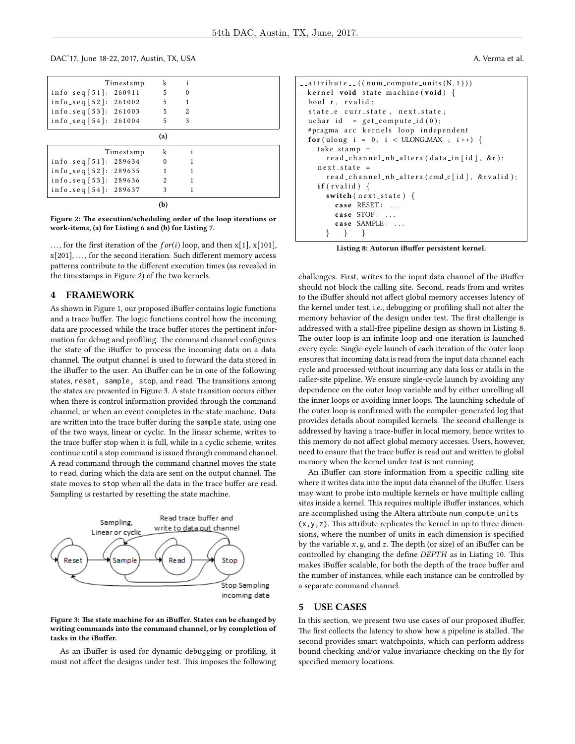```
                 Timestamp     k     i
info_seq[51]:   260911        5     0
info_seq[52]:   261002        5     1
info_seq[53]:   261003        5     2
info_seq[54]:   261004        5     3
```

(a)

```
                 Timestamp     k     i
info_seq[51]:   289634        0     1
info_seq[52]:   289635        1     1
info_seq[53]:   289636        2     1
info_seq[54]:   289637        3     1
```

(b)

**Figure 2: The execution/scheduling order of the loop iterations or work-items, (a) for Listing 6 and (b) for Listing 7.**

…, for the first iteration of the $for(i)$ loop, and then x[1], x[101], x[201], …, for the second iteration. Such different memory access patterns contribute to the different execution times (as revealed in the timestamps in Figure 2) of the two kernels.

## 4 FRAMEWORK

As shown in Figure 1, our proposed iBuffer contains logic functions and a trace buffer. The logic functions control how the incoming data are processed while the trace buffer stores the pertinent information for debug and profiling. The command channel configures the state of the iBuffer to process the incoming data on a data channel. The output channel is used to forward the data stored in the iBuffer to the user. An iBuffer can be in one of the following states, `reset`, `sample`, `stop`, and `read`. The transitions among the states are presented in Figure 3. A state transition occurs either when there is control information provided through the command channel, or when an event completes in the state machine. Data are written into the trace buffer during the `sample` state, using one of the two ways, linear or cyclic. In the linear scheme, writes to the trace buffer stop when it is full, while in a cyclic scheme, writes continue until a stop command is issued through command channel. A read command through the command channel moves the state to `read`, during which the data are sent on the output channel. The state moves to `stop` when all the data in the trace buffer are read. Sampling is restarted by resetting the state machine.

**Figure 3: The state machine for an iBuffer. States can be changed by writing commands into the command channel, or by completion of tasks in the iBuffer.**

As an iBuffer is used for dynamic debugging or profiling, it must not affect the designs under test. This imposes the following challenges. First, writes to the input data channel of the iBuffer should not block the calling site. Second, reads from and writes to the iBuffer should not affect global memory accesses latency of the kernel under test, i.e., debugging or profiling shall not alter the memory behavior of the design under test. The first challenge is addressed with a stall-free pipeline design as shown in Listing 8. The outer loop is an infinite loop and one iteration is launched every cycle. Single-cycle launch of each iteration of the outer loop ensures that incoming data is read from the input data channel each cycle and processed without incurring any data loss or stalls in the caller-site pipeline. We ensure single-cycle launch by avoiding any dependence on the outer loop variable and by either unrolling all the inner loops or avoiding inner loops. The launching schedule of the outer loop is confirmed with the compiler-generated log that provides details about compiled kernels. The second challenge is addressed by having a trace-buffer in local memory, hence writes to this memory do not affect global memory accesses. Users, however, need to ensure that the trace buffer is read out and written to global memory when the kernel under test is not running.

```
__attribute__((num_compute_units(N,1)))
__kernel void state_machine(void) {
  bool r, rvalid;
  state_e curr_state, next_state;
  uchar id = get_compute_id(0);
  #pragma acc kernels loop independent
  for(ulong i = 0; i < ULONG_MAX ; i++) {
    take_stamp =
      read_channel_nb_altera(data_in[id], &r);
    next_state =
      read_channel_nb_altera(cmd_c[id], &rvalid);
    if(rvalid) {
      switch(next_state) {
        case RESET: ...
        case STOP: ...
        case SAMPLE: ...
      } } }
```

**Listing 8: Autorun iBuffer persistent kernel.**

An iBuffer can store information from a specific calling site where it writes data into the input data channel of the iBuffer. Users may want to probe into multiple kernels or have multiple calling sites inside a kernel. This requires multiple iBuffer instances, which are accomplished using the Altera attribute `num_compute_units (x,y,z)`. This attribute replicates the kernel in up to three dimensions, where the number of units in each dimension is specified by the variable $x$, $y$, and $z$. The depth (or size) of an iBuffer can be controlled by changing the define *DEPTH* as in Listing 10. This makes iBuffer scalable, for both the depth of the trace buffer and the number of instances, while each instance can be controlled by a separate command channel.

## 5 USE CASES

In this section, we present two use cases of our proposed iBuffer. The first collects the latency to show how a pipeline is stalled. The second provides smart watchpoints, which can perform address bound checking and/or value invariance checking on the fly for specified memory locations.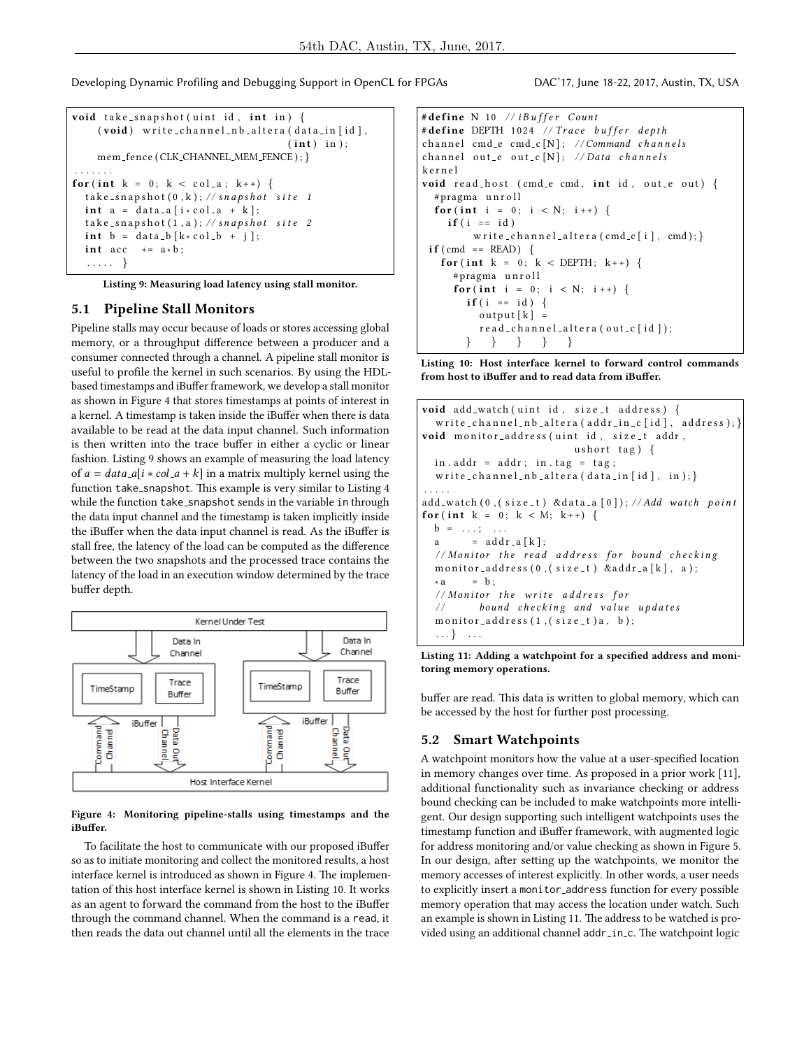```
void take_snapshot(uint id, int in) {
    (void) write_channel_nb_altera(data_in[id],
                                    (int) in);
    mem_fence(CLK_CHANNEL_MEM_FENCE);}
.......
for(int k = 0; k < col_a; k++) {
  take_snapshot(0,k); //snapshot site 1
  int a = data_a[i*col_a + k];
  take_snapshot(1,a); //snapshot site 2
  int b = data_b[k*col_b + j];
  int acc  += a*b;
  ..... }
```

**Listing 9: Measuring load latency using stall monitor.**

## 5.1 Pipeline Stall Monitors

Pipeline stalls may occur because of loads or stores accessing global memory, or a throughput difference between a producer and a consumer connected through a channel. A pipeline stall monitor is useful to profile the kernel in such scenarios. By using the HDL-based timestamps and iBuffer framework, we develop a stall monitor as shown in Figure 4 that stores timestamps at points of interest in a kernel. A timestamp is taken inside the iBuffer when there is data available to be read at the data input channel. Such information is then written into the trace buffer in either a cyclic or linear fashion. Listing 9 shows an example of measuring the load latency of $a = data\_a[i * col\_a + k]$ in a matrix multiply kernel using the function `take_snapshot`. This example is very similar to Listing 4 while the function `take_snapshot` sends in the variable `in` through the data input channel and the timestamp is taken implicitly inside the iBuffer when the data input channel is read. As the iBuffer is stall free, the latency of the load can be computed as the difference between the two snapshots and the processed trace contains the latency of the load in an execution window determined by the trace buffer depth.

**Figure 4: Monitoring pipeline-stalls using timestamps and the iBuffer.**

To facilitate the host to communicate with our proposed iBuffer so as to initiate monitoring and collect the monitored results, a host interface kernel is introduced as shown in Figure 4. The implementation of this host interface kernel is shown in Listing 10. It works as an agent to forward the command from the host to the iBuffer through the command channel. When the command is a `read`, it then reads the data out channel until all the elements in the trace buffer are read. This data is written to global memory, which can be accessed by the host for further post processing.

```
#define N 10 //iBuffer Count
#define DEPTH 1024 //Trace buffer depth
channel cmd_e cmd_c[N]; //Command channels
channel out_e out_c[N]; //Data channels
kernel
void read_host (cmd_e cmd, int id, out_e out) {
  #pragma unroll
  for(int i = 0; i < N; i++) {
    if(i == id)
        write_channel_altera(cmd_c[i], cmd);}
 if(cmd == READ) {
   for(int k = 0; k < DEPTH; k++) {
     #pragma unroll
     for(int i = 0; i < N; i++) {
       if(i == id) {
         output[k] =
         read_channel_altera(out_c[id]);
       }   }   }   }   }
```

**Listing 10: Host interface kernel to forward control commands from host to iBuffer and to read data from iBuffer.**

```
void add_watch(uint id, size_t address) {
  write_channel_nb_altera(addr_in_c[id], address);}
void monitor_address(uint id, size_t addr,
                            ushort tag) {
  in.addr = addr; in.tag = tag;
  write_channel_nb_altera(data_in[id], in);}
.....
add_watch(0,(size_t) &data_a[0]); //Add watch point
for(int k = 0; k < M; k++) {
  b = ...;  ...
  a     = addr_a[k];
  //Monitor the read address for bound checking
  monitor_address(0,(size_t) &addr_a[k], a);
  *a     = b;
  //Monitor the write address for
  //      bound checking and value updates
  monitor_address(1,(size_t)a, b);
  ...}  ...
```

**Listing 11: Adding a watchpoint for a specified address and monitoring memory operations.**

## 5.2 Smart Watchpoints

A watchpoint monitors how the value at a user-specified location in memory changes over time. As proposed in a prior work [11], additional functionality such as invariance checking or address bound checking can be included to make watchpoints more intelligent. Our design supporting such intelligent watchpoints uses the timestamp function and iBuffer framework, with augmented logic for address monitoring and/or value checking as shown in Figure 5. In our design, after setting up the watchpoints, we monitor the memory accesses of interest explicitly. In other words, a user needs to explicitly insert a `monitor_address` function for every possible memory operation that may access the location under watch. Such an example is shown in Listing 11. The address to be watched is provided using an additional channel `addr_in_c`. The watchpoint logic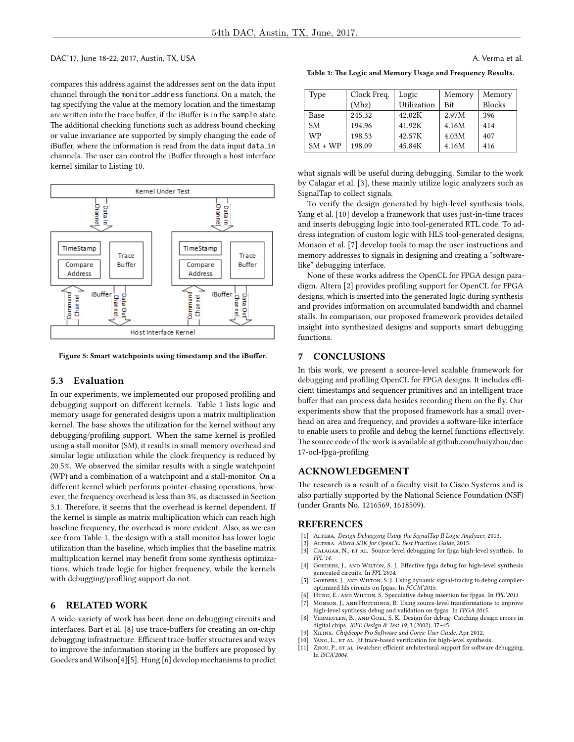compares this address against the addresses sent on the data input channel through the monitor_address functions. On a match, the tag specifying the value at the memory location and the timestamp are written into the trace buffer, if the iBuffer is in the sample state. The additional checking functions such as address bound checking or value invariance are supported by simply changing the code of iBuffer, where the information is read from the data input data_in channels. The user can control the iBuffer through a host interface kernel similar to Listing 10.

Kernel Under Test

Data In Channel

Data In Channel

TimeStamp

Compare Address

Trace Buffer

TimeStamp

Compare Address

Trace Buffer

iBuffer

Command Channel

Data Out Channel

iBuffer

Command Channel

Data Out Channel

Host Interface Kernel

**Figure 5: Smart watchpoints using timestamp and the iBuffer.**

### 5.3 Evaluation

In our experiments, we implemented our proposed profiling and debugging support on different kernels. Table 1 lists logic and memory usage for generated designs upon a matrix multiplication kernel. The base shows the utilization for the kernel without any debugging/profiling support. When the same kernel is profiled using a stall monitor (SM), it results in small memory overhead and similar logic utilization while the clock frequency is reduced by 20.5%. We observed the similar results with a single watchpoint (WP) and a combination of a watchpoint and a stall-monitor. On a different kernel which performs pointer-chasing operations, however, the frequency overhead is less than 3%, as discussed in Section 3.1. Therefore, it seems that the overhead is kernel dependent. If the kernel is simple as matrix multiplication which can reach high baseline frequency, the overhead is more evident. Also, as we can see from Table 1, the design with a stall monitor has lower logic utilization than the baseline, which implies that the baseline matrix multiplication kernel may benefit from some synthesis optimizations, which trade logic for higher frequency, while the kernels with debugging/profiling support do not.

**Table 1: The Logic and Memory Usage and Frequency Results.**

| Type | Clock Freq. (Mhz) | Logic Utilization | Memory Bit | Memory Blocks |
|---|---|---|---|---|
| Base | 245.32 | 42.02K | 2.97M | 396 |
| SM | 194.96 | 41.92K | 4.16M | 414 |
| WP | 198.53 | 42.57K | 4.03M | 407 |
| SM + WP | 198.09 | 45.84K | 4.16M | 416 |

## 6 RELATED WORK

A wide-variety of work has been done on debugging circuits and interfaces. Bart et al. [8] use trace-buffers for creating an on-chip debugging infrastructure. Efficient trace-buffer structures and ways to improve the information storing in the buffers are proposed by Goeders and Wilson[4][5]. Hung [6] develop mechanisms to predict what signals will be useful during debugging. Similar to the work by Calagar et al. [3], these mainly utilize logic analyzers such as SignalTap to collect signals.

To verify the design generated by high-level synthesis tools, Yang et al. [10] develop a framework that uses just-in-time traces and inserts debugging logic into tool-generated RTL code. To address integration of custom logic with HLS tool-generated designs, Monson et al. [7] develop tools to map the user instructions and memory addresses to signals in designing and creating a "software-like" debugging interface.

None of these works address the OpenCL for FPGA design paradigm. Altera [2] provides profiling support for OpenCL for FPGA designs, which is inserted into the generated logic during synthesis and provides information on accumulated bandwidth and channel stalls. In comparison, our proposed framework provides detailed insight into synthesized designs and supports smart debugging functions.

## 7 CONCLUSIONS

In this work, we present a source-level scalable framework for debugging and profiling OpenCL for FPGA designs. It includes efficient timestamps and sequencer primitives and an intelligent trace buffer that can process data besides recording them on the fly. Our experiments show that the proposed framework has a small overhead on area and frequency, and provides a software-like interface to enable users to profile and debug the kernel functions effectively. The source code of the work is available at github.com/huiyzhou/dac-17-ocl-fpga-profiling

## ACKNOWLEDGEMENT

The research is a result of a faculty visit to Cisco Systems and is also partially supported by the National Science Foundation (NSF) (under Grants No. 1216569, 1618509).

## REFERENCES

[1] Altera. *Design Debugging Using the SignalTap II Logic Analyzer*, 2013.
[2] Altera. *Altera SDK for OpenCL: Best Practices Guide*, 2015.
[3] Calagar, N., et al. Source-level debugging for fpga high-level syntheis. In *FPL'14*.
[4] Goeders, J., and Wilton, S. J. Effective fpga debug for high-level synthesis generated circuits. In *FPL'2014*.
[5] Goeders, J., and Wilton, S. J. Using dynamic signal-tracing to debug compiler-optimized hls circuits on fpgas. In *FCCM'2015*.
[6] Hung, E., and Wilton, S. Speculative debug insertion for fpgas. In *FPL'2011*.
[7] Monson, J., and Hutchings, B. Using source-level transformations to improve high-level synthesis debug and validation on fpgas. In *FPGA 2015*.
[8] Vermeulen, B., and Goel, S. K. Design for debug: Catching design errors in digital chips. *IEEE Design & Test 19*, 3 (2002), 37–45.
[9] Xilinx. *ChipScope Pro Software and Cores: User Guide*, Apr 2012.
[10] Yang, L., et al. Jit trace-based verification for high-level synthesis.
[11] Zhou, P., et al. iwatcher: efficient architectural support for software debugging. In *ISCA'2004*.